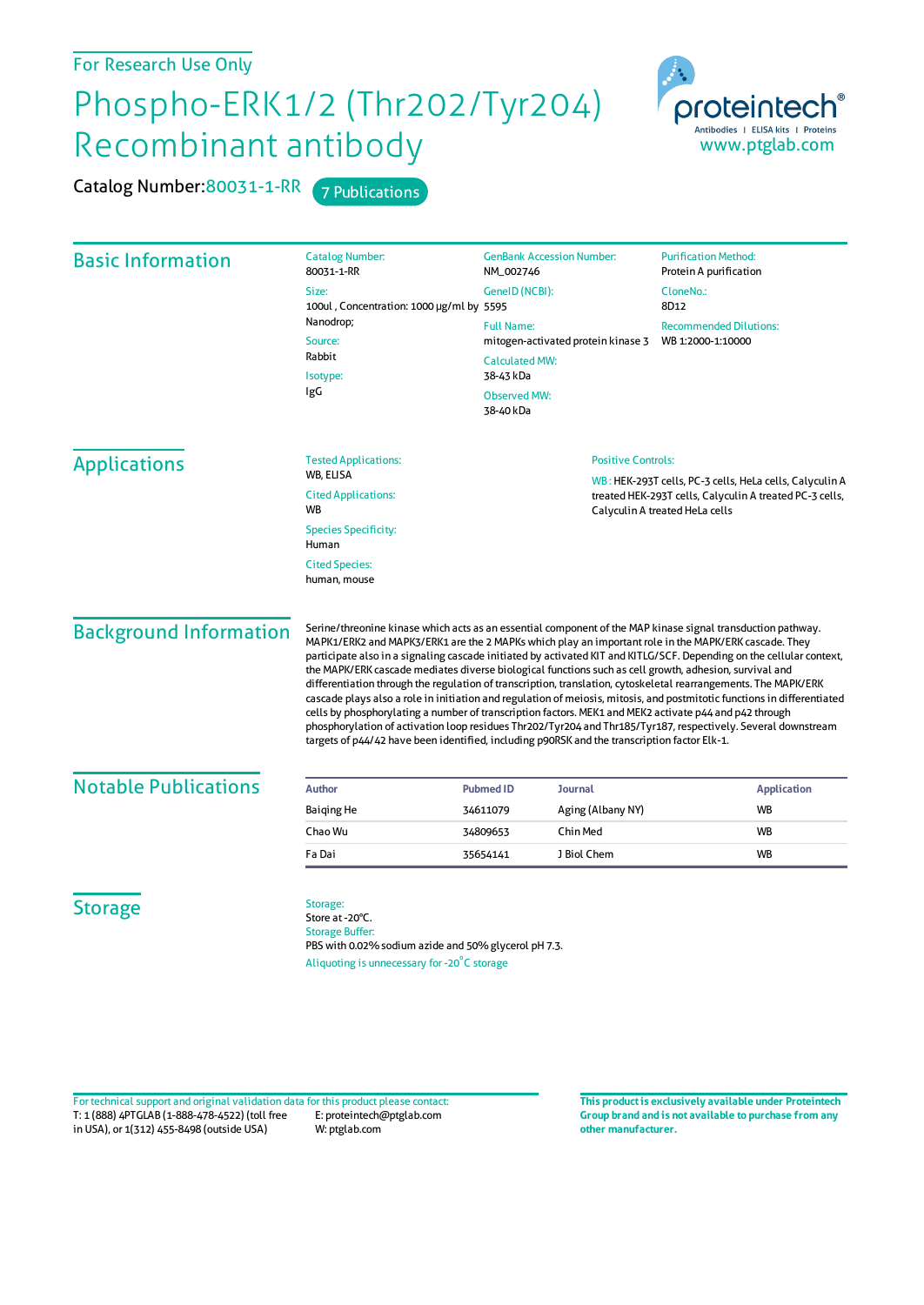For Research Use Only

# Phospho-ERK1/2 (Thr202/Tyr204) Recombinant antibody

**Catalog Number:** 80031-1-RR  7 Publications

proteintech®
Antibodies | ELISA kits | Proteins
www.ptglab.com

## Basic Information

Catalog Number:
80031-1-RR

Size:
100ul , Concentration: 1000 μg/ml by Nanodrop;

Source:
Rabbit

Isotype:
IgG

GenBank Accession Number:
NM_002746

GeneID (NCBI):
5595

Full Name:
mitogen-activated protein kinase 3

Calculated MW:
38-43 kDa

Observed MW:
38-40 kDa

Purification Method:
Protein A purification

CloneNo.:
8D12

Recommended Dilutions:
WB 1:2000-1:10000

## Applications

Tested Applications:
WB, ELISA

Cited Applications:
WB

Species Specificity:
Human

Cited Species:
human, mouse

Positive Controls:

WB : HEK-293T cells, PC-3 cells, HeLa cells, Calyculin A treated HEK-293T cells, Calyculin A treated PC-3 cells, Calyculin A treated HeLa cells

## Background Information

Serine/threonine kinase which acts as an essential component of the MAP kinase signal transduction pathway. MAPK1/ERK2 and MAPK3/ERK1 are the 2 MAPKs which play an important role in the MAPK/ERK cascade. They participate also in a signaling cascade initiated by activated KIT and KITLG/SCF. Depending on the cellular context, the MAPK/ERK cascade mediates diverse biological functions such as cell growth, adhesion, survival and differentiation through the regulation of transcription, translation, cytoskeletal rearrangements. The MAPK/ERK cascade plays also a role in initiation and regulation of meiosis, mitosis, and postmitotic functions in differentiated cells by phosphorylating a number of transcription factors. MEK1 and MEK2 activate p44 and p42 through phosphorylation of activation loop residues Thr202/Tyr204 and Thr185/Tyr187, respectively. Several downstream targets of p44/42 have been identified, including p90RSK and the transcription factor Elk-1.

## Notable Publications

| Author | Pubmed ID | Journal | Application |
|---|---|---|---|
| Baiqing He | 34611079 | Aging (Albany NY) | WB |
| Chao Wu | 34809653 | Chin Med | WB |
| Fa Dai | 35654141 | J Biol Chem | WB |

## Storage

Storage:
Store at -20°C.

Storage Buffer:
PBS with 0.02% sodium azide and 50% glycerol pH 7.3.

Aliquoting is unnecessary for -20°C storage

For technical support and original validation data for this product please contact:
T: 1 (888) 4PTGLAB (1-888-478-4522) (toll free in USA), or 1(312) 455-8498 (outside USA)
E: proteintech@ptglab.com
W: ptglab.com

**This product is exclusively available under Proteintech Group brand and is not available to purchase from any other manufacturer.**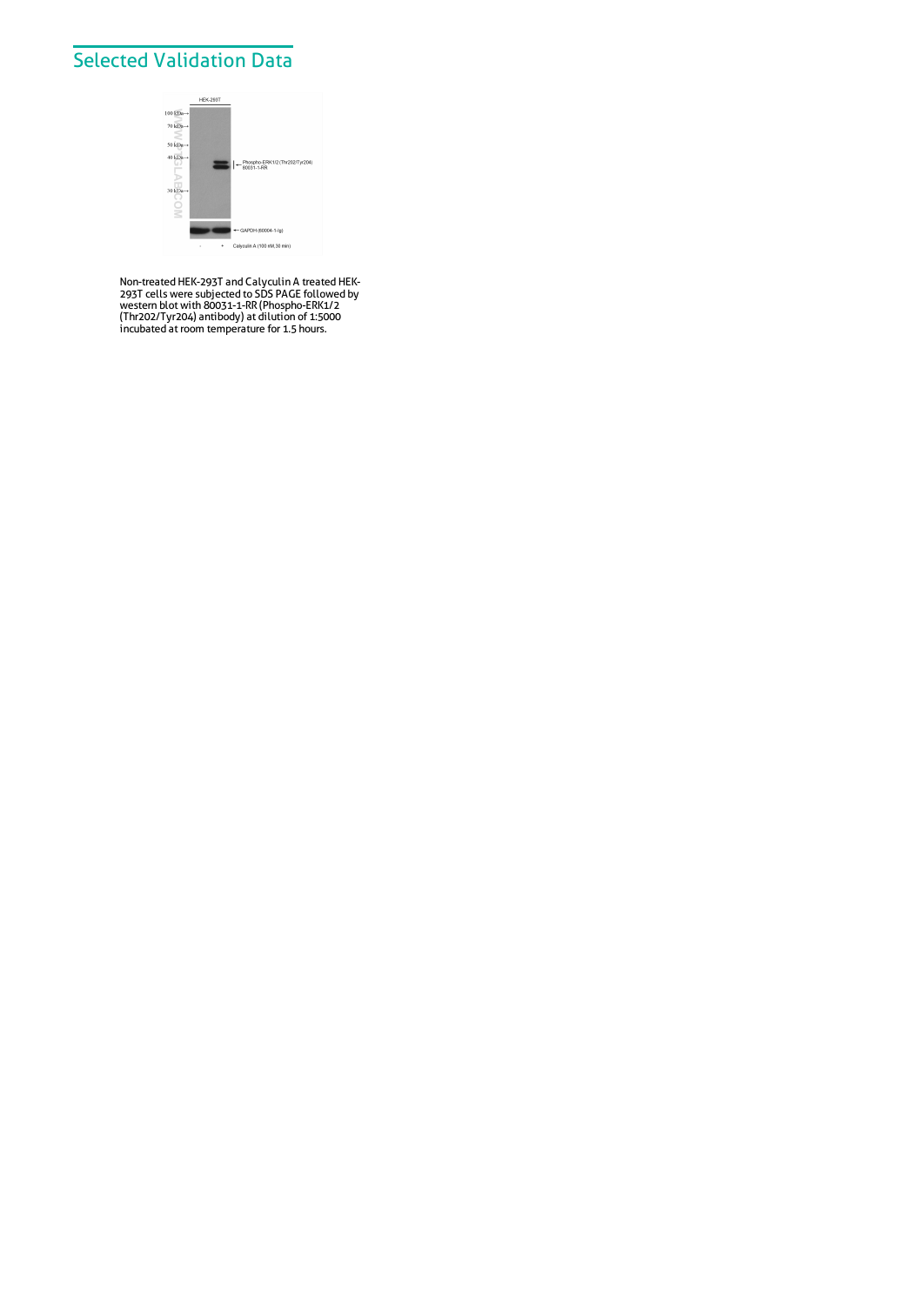## Selected Validation Data

HEK-293T

100 kDa→
70 kDa→
50 kDa→
40 kDa→
30 kDa→

← Phospho-ERK1/2 (Thr202/Tyr204) 80031-1-RR

← GAPDH (60004-1-Ig)

- + Calyculin A (100 nM,30 min)

Non-treated HEK-293T and Calyculin A treated HEK-293T cells were subjected to SDS PAGE followed by western blot with 80031-1-RR (Phospho-ERK1/2 (Thr202/Tyr204) antibody) at dilution of 1:5000 incubated at room temperature for 1.5 hours.